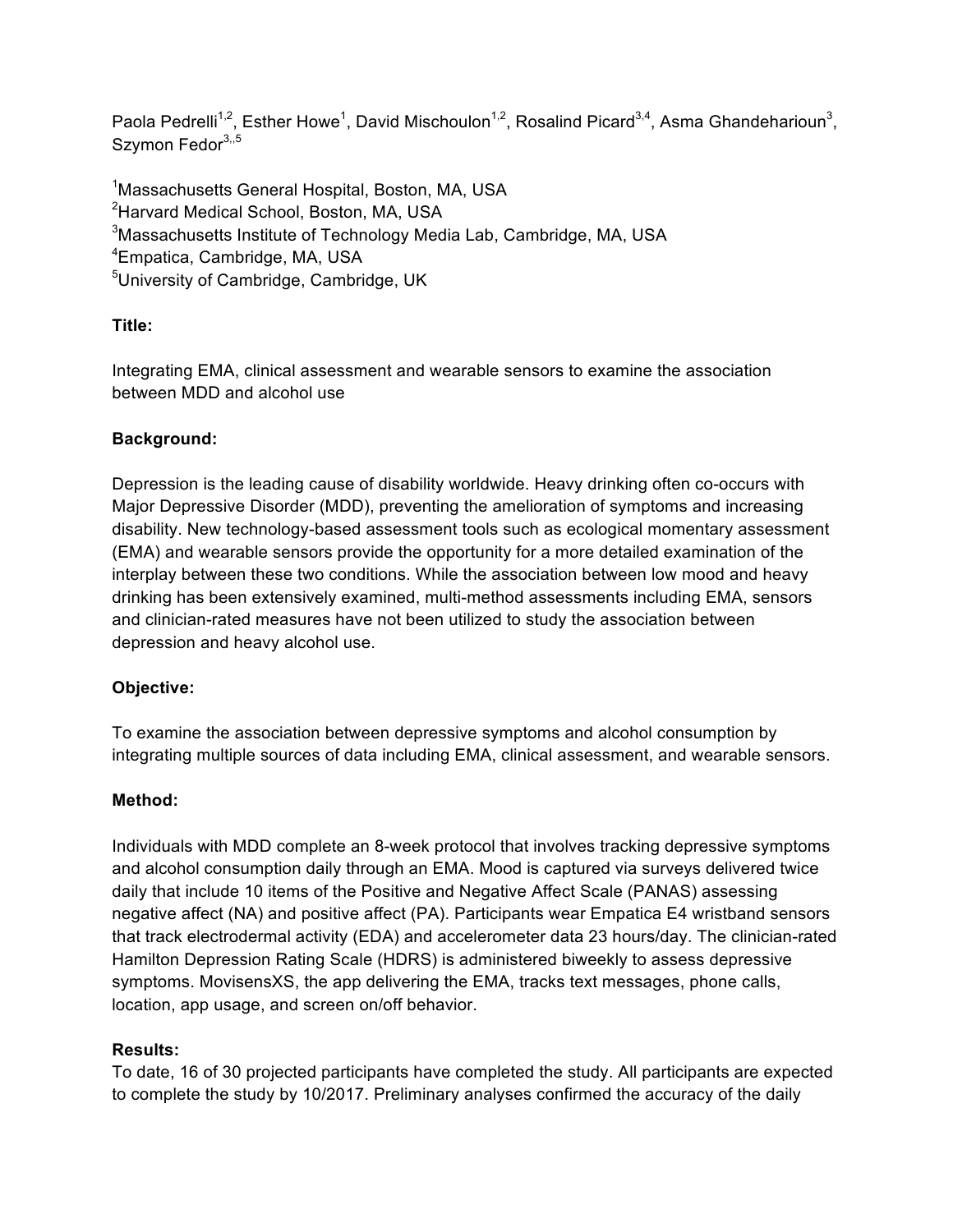Paola Pedrelli[1,2], Esther Howe[1], David Mischoulon[1,2], Rosalind Picard[3,4], Asma Ghandeharioun[3], Szymon Fedor[3,,5]

[1]Massachusetts General Hospital, Boston, MA, USA
[2]Harvard Medical School, Boston, MA, USA
[3]Massachusetts Institute of Technology Media Lab, Cambridge, MA, USA
[4]Empatica, Cambridge, MA, USA
[5]University of Cambridge, Cambridge, UK

**Title:**

Integrating EMA, clinical assessment and wearable sensors to examine the association between MDD and alcohol use

**Background:**

Depression is the leading cause of disability worldwide. Heavy drinking often co-occurs with Major Depressive Disorder (MDD), preventing the amelioration of symptoms and increasing disability. New technology-based assessment tools such as ecological momentary assessment (EMA) and wearable sensors provide the opportunity for a more detailed examination of the interplay between these two conditions. While the association between low mood and heavy drinking has been extensively examined, multi-method assessments including EMA, sensors and clinician-rated measures have not been utilized to study the association between depression and heavy alcohol use.

**Objective:**

To examine the association between depressive symptoms and alcohol consumption by integrating multiple sources of data including EMA, clinical assessment, and wearable sensors.

**Method:**

Individuals with MDD complete an 8-week protocol that involves tracking depressive symptoms and alcohol consumption daily through an EMA. Mood is captured via surveys delivered twice daily that include 10 items of the Positive and Negative Affect Scale (PANAS) assessing negative affect (NA) and positive affect (PA). Participants wear Empatica E4 wristband sensors that track electrodermal activity (EDA) and accelerometer data 23 hours/day. The clinician-rated Hamilton Depression Rating Scale (HDRS) is administered biweekly to assess depressive symptoms. MovisensXS, the app delivering the EMA, tracks text messages, phone calls, location, app usage, and screen on/off behavior.

**Results:**

To date, 16 of 30 projected participants have completed the study. All participants are expected to complete the study by 10/2017. Preliminary analyses confirmed the accuracy of the daily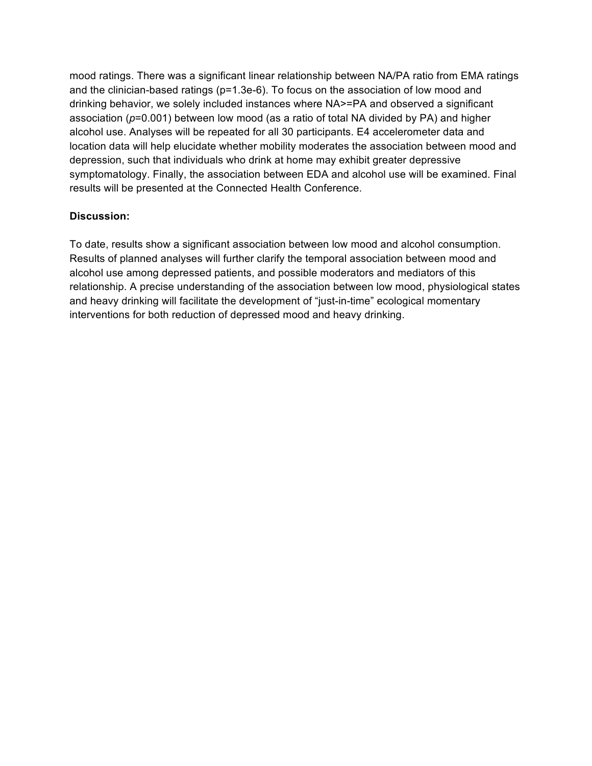mood ratings. There was a significant linear relationship between NA/PA ratio from EMA ratings and the clinician-based ratings ($p=1.3e-6$). To focus on the association of low mood and drinking behavior, we solely included instances where NA>=PA and observed a significant association ($p=0.001$) between low mood (as a ratio of total NA divided by PA) and higher alcohol use. Analyses will be repeated for all 30 participants. E4 accelerometer data and location data will help elucidate whether mobility moderates the association between mood and depression, such that individuals who drink at home may exhibit greater depressive symptomatology. Finally, the association between EDA and alcohol use will be examined. Final results will be presented at the Connected Health Conference.

**Discussion:**

To date, results show a significant association between low mood and alcohol consumption. Results of planned analyses will further clarify the temporal association between mood and alcohol use among depressed patients, and possible moderators and mediators of this relationship. A precise understanding of the association between low mood, physiological states and heavy drinking will facilitate the development of "just-in-time" ecological momentary interventions for both reduction of depressed mood and heavy drinking.